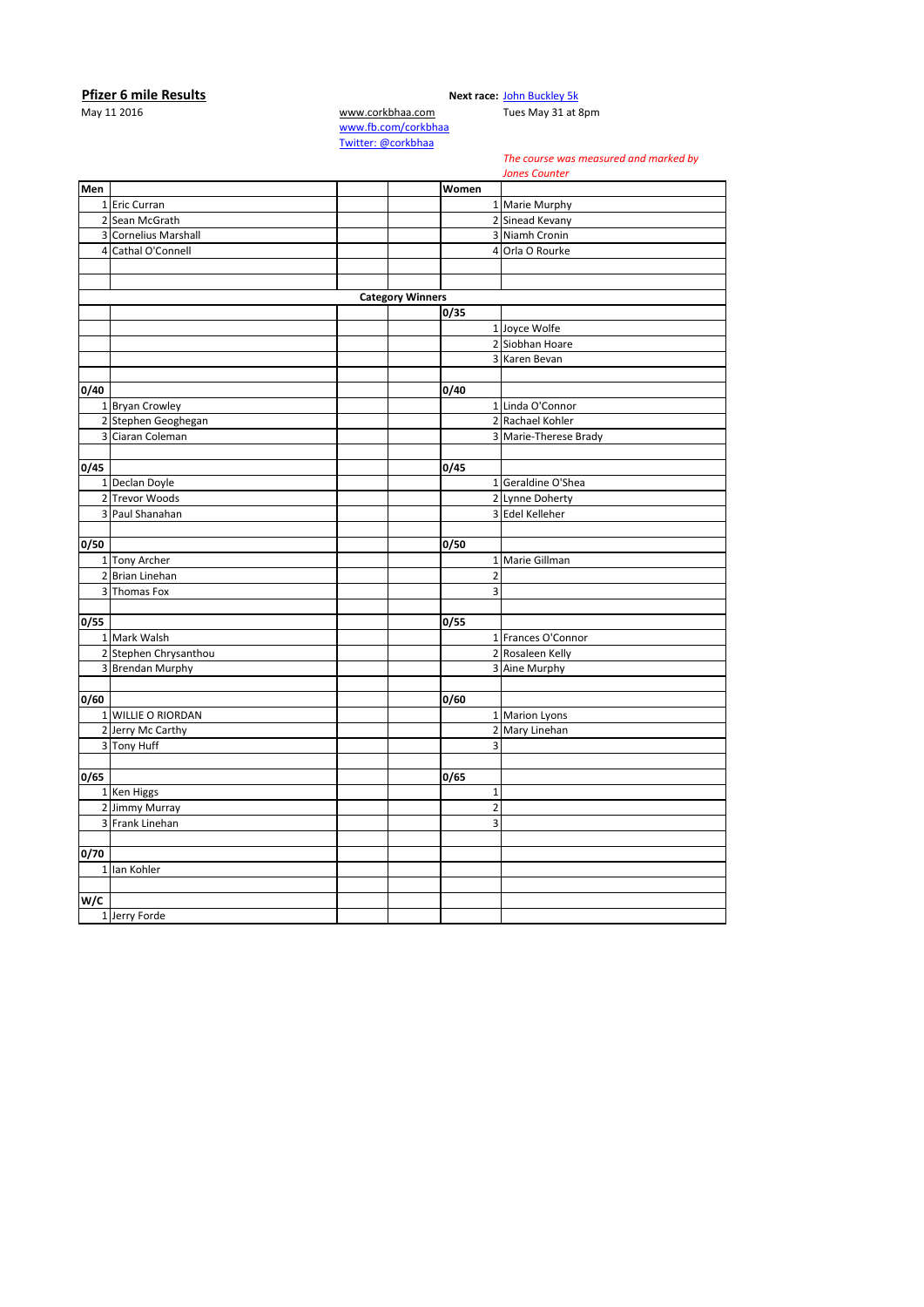**Pfizer 6 mile Results**

May 11 2016

**Next race:** [John Buckley 5k](John Buckley 5k)
Tues May 31 at 8pm

www.corkbhaa.com
www.fb.com/corkbhaa
Twitter: @corkbhaa

*The course was measured and marked by Jones Counter*

| Men | | | | Women | |
|---|---|---|---|---|---|
| 1 | Eric Curran | | | 1 | Marie Murphy |
| 2 | Sean McGrath | | | 2 | Sinead Kevany |
| 3 | Cornelius Marshall | | | 3 | Niamh Cronin |
| 4 | Cathal O'Connell | | | 4 | Orla O Rourke |
| | | | | | |
| | | | | | |
| | | **Category Winners** | | | |
| | | | | 0/35 | |
| | | | | 1 | Joyce Wolfe |
| | | | | 2 | Siobhan Hoare |
| | | | | 3 | Karen Bevan |
| | | | | | |
| 0/40 | | | | 0/40 | |
| 1 | Bryan Crowley | | | 1 | Linda O'Connor |
| 2 | Stephen Geoghegan | | | 2 | Rachael Kohler |
| 3 | Ciaran Coleman | | | 3 | Marie-Therese Brady |
| | | | | | |
| 0/45 | | | | 0/45 | |
| 1 | Declan Doyle | | | 1 | Geraldine O'Shea |
| 2 | Trevor Woods | | | 2 | Lynne Doherty |
| 3 | Paul Shanahan | | | 3 | Edel Kelleher |
| | | | | | |
| 0/50 | | | | 0/50 | |
| 1 | Tony Archer | | | 1 | Marie Gillman |
| 2 | Brian Linehan | | | 2 | |
| 3 | Thomas Fox | | | 3 | |
| | | | | | |
| 0/55 | | | | 0/55 | |
| 1 | Mark Walsh | | | 1 | Frances O'Connor |
| 2 | Stephen Chrysanthou | | | 2 | Rosaleen Kelly |
| 3 | Brendan Murphy | | | 3 | Aine Murphy |
| | | | | | |
| 0/60 | | | | 0/60 | |
| 1 | WILLIE O RIORDAN | | | 1 | Marion Lyons |
| 2 | Jerry Mc Carthy | | | 2 | Mary Linehan |
| 3 | Tony Huff | | | 3 | |
| | | | | | |
| 0/65 | | | | 0/65 | |
| 1 | Ken Higgs | | | 1 | |
| 2 | Jimmy Murray | | | 2 | |
| 3 | Frank Linehan | | | 3 | |
| | | | | | |
| 0/70 | | | | | |
| 1 | Ian Kohler | | | | |
| | | | | | |
| W/C | | | | | |
| 1 | Jerry Forde | | | | |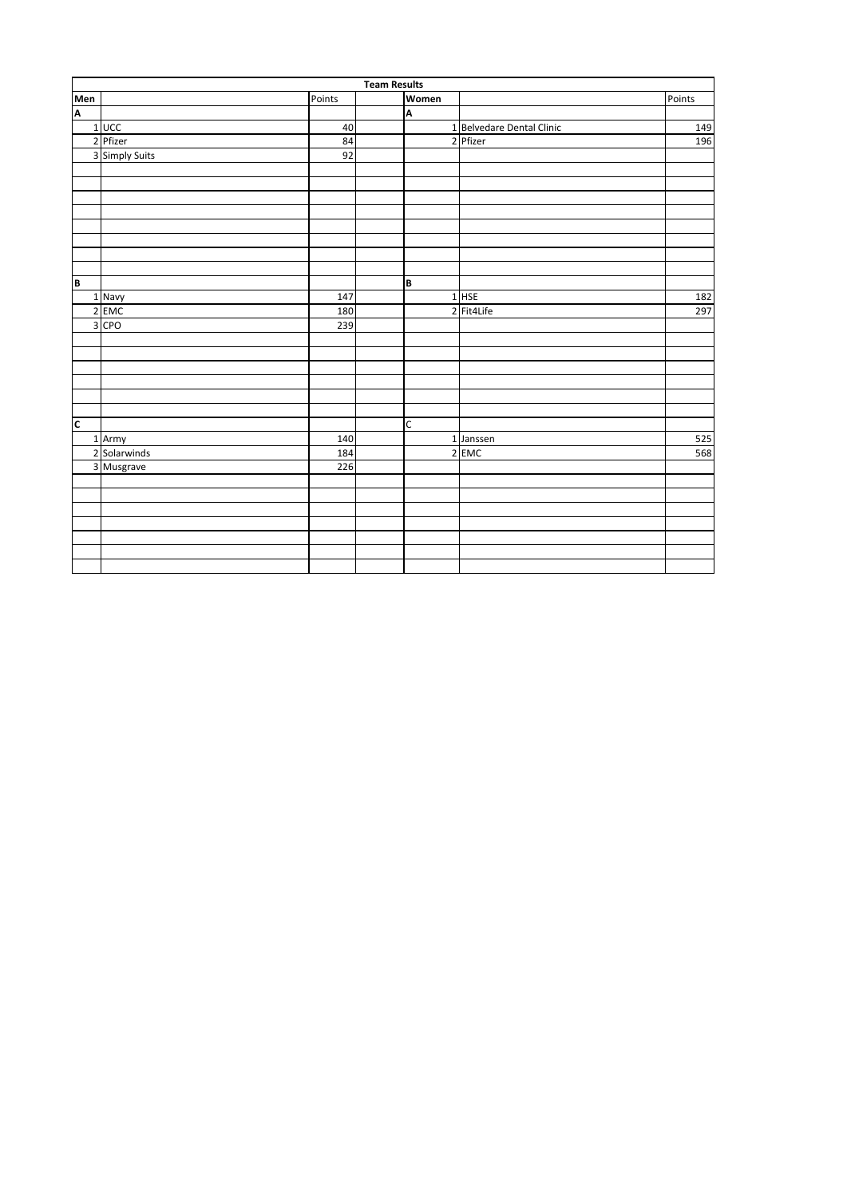| Team Results | | | | | | |
|---|---|---|---|---|---|---|
| **Men** | | Points | | **Women** | | Points |
| **A** | | | | **A** | | |
| 1 | UCC | 40 | | 1 | Belvedare Dental Clinic | 149 |
| 2 | Pfizer | 84 | | 2 | Pfizer | 196 |
| 3 | Simply Suits | 92 | | | | |
| **B** | | | | **B** | | |
| 1 | Navy | 147 | | 1 | HSE | 182 |
| 2 | EMC | 180 | | 2 | Fit4Life | 297 |
| 3 | CPO | 239 | | | | |
| **C** | | | | C | | |
| 1 | Army | 140 | | 1 | Janssen | 525 |
| 2 | Solarwinds | 184 | | 2 | EMC | 568 |
| 3 | Musgrave | 226 | | | | |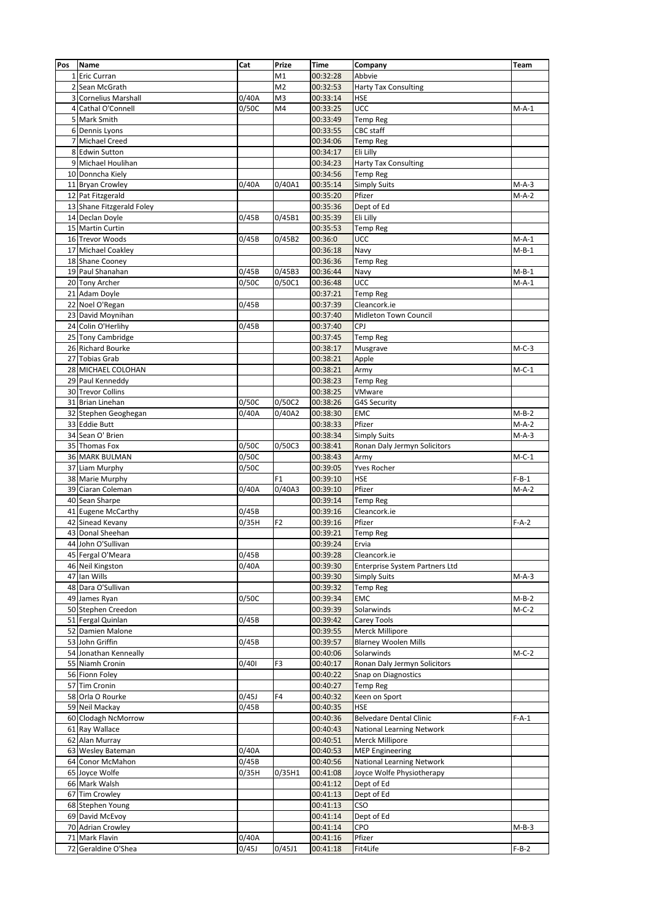| Pos | Name | Cat | Prize | Time | Company | Team |
|---|---|---|---|---|---|---|
| 1 | Eric Curran | | M1 | 00:32:28 | Abbvie | |
| 2 | Sean McGrath | | M2 | 00:32:53 | Harty Tax Consulting | |
| 3 | Cornelius Marshall | 0/40A | M3 | 00:33:14 | HSE | |
| 4 | Cathal O'Connell | 0/50C | M4 | 00:33:25 | UCC | M-A-1 |
| 5 | Mark Smith | | | 00:33:49 | Temp Reg | |
| 6 | Dennis Lyons | | | 00:33:55 | CBC staff | |
| 7 | Michael Creed | | | 00:34:06 | Temp Reg | |
| 8 | Edwin Sutton | | | 00:34:17 | Eli Lilly | |
| 9 | Michael Houlihan | | | 00:34:23 | Harty Tax Consulting | |
| 10 | Donncha Kiely | | | 00:34:56 | Temp Reg | |
| 11 | Bryan Crowley | 0/40A | 0/40A1 | 00:35:14 | Simply Suits | M-A-3 |
| 12 | Pat Fitzgerald | | | 00:35:20 | Pfizer | M-A-2 |
| 13 | Shane Fitzgerald Foley | | | 00:35:36 | Dept of Ed | |
| 14 | Declan Doyle | 0/45B | 0/45B1 | 00:35:39 | Eli Lilly | |
| 15 | Martin Curtin | | | 00:35:53 | Temp Reg | |
| 16 | Trevor Woods | 0/45B | 0/45B2 | 00:36:0 | UCC | M-A-1 |
| 17 | Michael Coakley | | | 00:36:18 | Navy | M-B-1 |
| 18 | Shane Cooney | | | 00:36:36 | Temp Reg | |
| 19 | Paul Shanahan | 0/45B | 0/45B3 | 00:36:44 | Navy | M-B-1 |
| 20 | Tony Archer | 0/50C | 0/50C1 | 00:36:48 | UCC | M-A-1 |
| 21 | Adam Doyle | | | 00:37:21 | Temp Reg | |
| 22 | Noel O'Regan | 0/45B | | 00:37:39 | Cleancork.ie | |
| 23 | David Moynihan | | | 00:37:40 | Midleton Town Council | |
| 24 | Colin O'Herlihy | 0/45B | | 00:37:40 | CPJ | |
| 25 | Tony Cambridge | | | 00:37:45 | Temp Reg | |
| 26 | Richard Bourke | | | 00:38:17 | Musgrave | M-C-3 |
| 27 | Tobias Grab | | | 00:38:21 | Apple | |
| 28 | MICHAEL COLOHAN | | | 00:38:21 | Army | M-C-1 |
| 29 | Paul Kenneddy | | | 00:38:23 | Temp Reg | |
| 30 | Trevor Collins | | | 00:38:25 | VMware | |
| 31 | Brian Linehan | 0/50C | 0/50C2 | 00:38:26 | G4S Security | |
| 32 | Stephen Geoghegan | 0/40A | 0/40A2 | 00:38:30 | EMC | M-B-2 |
| 33 | Eddie Butt | | | 00:38:33 | Pfizer | M-A-2 |
| 34 | Sean O' Brien | | | 00:38:34 | Simply Suits | M-A-3 |
| 35 | Thomas Fox | 0/50C | 0/50C3 | 00:38:41 | Ronan Daly Jermyn Solicitors | |
| 36 | MARK BULMAN | 0/50C | | 00:38:43 | Army | M-C-1 |
| 37 | Liam Murphy | 0/50C | | 00:39:05 | Yves Rocher | |
| 38 | Marie Murphy | | F1 | 00:39:10 | HSE | F-B-1 |
| 39 | Ciaran Coleman | 0/40A | 0/40A3 | 00:39:10 | Pfizer | M-A-2 |
| 40 | Sean Sharpe | | | 00:39:14 | Temp Reg | |
| 41 | Eugene McCarthy | 0/45B | | 00:39:16 | Cleancork.ie | |
| 42 | Sinead Kevany | 0/35H | F2 | 00:39:16 | Pfizer | F-A-2 |
| 43 | Donal Sheehan | | | 00:39:21 | Temp Reg | |
| 44 | John O'Sullivan | | | 00:39:24 | Ervia | |
| 45 | Fergal O'Meara | 0/45B | | 00:39:28 | Cleancork.ie | |
| 46 | Neil Kingston | 0/40A | | 00:39:30 | Enterprise System Partners Ltd | |
| 47 | Ian Wills | | | 00:39:30 | Simply Suits | M-A-3 |
| 48 | Dara O'Sullivan | | | 00:39:32 | Temp Reg | |
| 49 | James Ryan | 0/50C | | 00:39:34 | EMC | M-B-2 |
| 50 | Stephen Creedon | | | 00:39:39 | Solarwinds | M-C-2 |
| 51 | Fergal Quinlan | 0/45B | | 00:39:42 | Carey Tools | |
| 52 | Damien Malone | | | 00:39:55 | Merck Millipore | |
| 53 | John Griffin | 0/45B | | 00:39:57 | Blarney Woolen Mills | |
| 54 | Jonathan Kenneally | | | 00:40:06 | Solarwinds | M-C-2 |
| 55 | Niamh Cronin | 0/40I | F3 | 00:40:17 | Ronan Daly Jermyn Solicitors | |
| 56 | Fionn Foley | | | 00:40:22 | Snap on Diagnostics | |
| 57 | Tim Cronin | | | 00:40:27 | Temp Reg | |
| 58 | Orla O Rourke | 0/45J | F4 | 00:40:32 | Keen on Sport | |
| 59 | Neil Mackay | 0/45B | | 00:40:35 | HSE | |
| 60 | Clodagh NcMorrow | | | 00:40:36 | Belvedare Dental Clinic | F-A-1 |
| 61 | Ray Wallace | | | 00:40:43 | National Learning Network | |
| 62 | Alan Murray | | | 00:40:51 | Merck Millipore | |
| 63 | Wesley Bateman | 0/40A | | 00:40:53 | MEP Engineering | |
| 64 | Conor McMahon | 0/45B | | 00:40:56 | National Learning Network | |
| 65 | Joyce Wolfe | 0/35H | 0/35H1 | 00:41:08 | Joyce Wolfe Physiotherapy | |
| 66 | Mark Walsh | | | 00:41:12 | Dept of Ed | |
| 67 | Tim Crowley | | | 00:41:13 | Dept of Ed | |
| 68 | Stephen Young | | | 00:41:13 | CSO | |
| 69 | David McEvoy | | | 00:41:14 | Dept of Ed | |
| 70 | Adrian Crowley | | | 00:41:14 | CPO | M-B-3 |
| 71 | Mark Flavin | 0/40A | | 00:41:16 | Pfizer | |
| 72 | Geraldine O'Shea | 0/45J | 0/45J1 | 00:41:18 | Fit4Life | F-B-2 |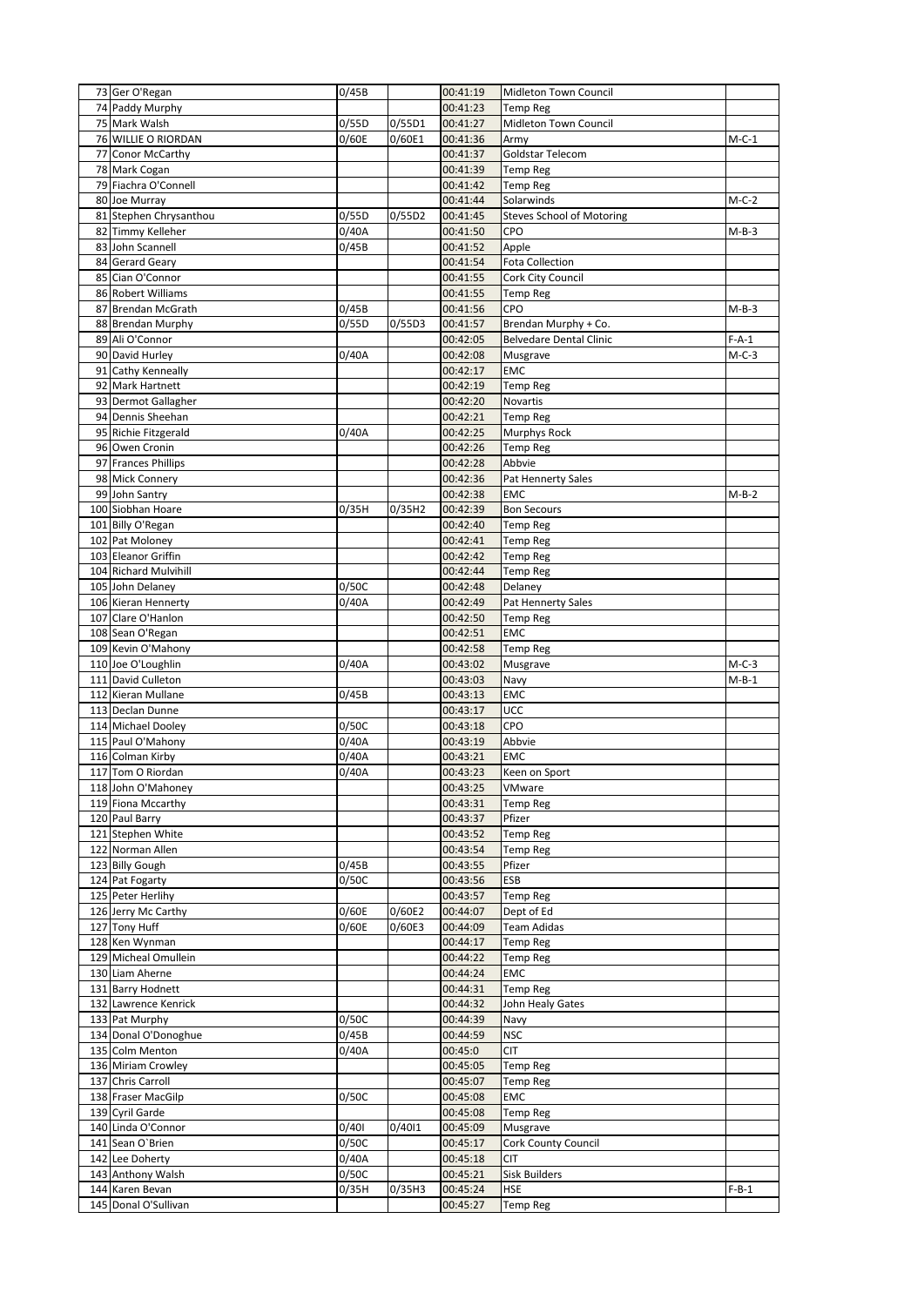| | | | | | | |
|---|---|---|---|---|---|---|
| 73 | Ger O'Regan | 0/45B | | 00:41:19 | Midleton Town Council | |
| 74 | Paddy Murphy | | | 00:41:23 | Temp Reg | |
| 75 | Mark Walsh | 0/55D | 0/55D1 | 00:41:27 | Midleton Town Council | |
| 76 | WILLIE O RIORDAN | 0/60E | 0/60E1 | 00:41:36 | Army | M-C-1 |
| 77 | Conor McCarthy | | | 00:41:37 | Goldstar Telecom | |
| 78 | Mark Cogan | | | 00:41:39 | Temp Reg | |
| 79 | Fiachra O'Connell | | | 00:41:42 | Temp Reg | |
| 80 | Joe Murray | | | 00:41:44 | Solarwinds | M-C-2 |
| 81 | Stephen Chrysanthou | 0/55D | 0/55D2 | 00:41:45 | Steves School of Motoring | |
| 82 | Timmy Kelleher | 0/40A | | 00:41:50 | CPO | M-B-3 |
| 83 | John Scannell | 0/45B | | 00:41:52 | Apple | |
| 84 | Gerard Geary | | | 00:41:54 | Fota Collection | |
| 85 | Cian O'Connor | | | 00:41:55 | Cork City Council | |
| 86 | Robert Williams | | | 00:41:55 | Temp Reg | |
| 87 | Brendan McGrath | 0/45B | | 00:41:56 | CPO | M-B-3 |
| 88 | Brendan Murphy | 0/55D | 0/55D3 | 00:41:57 | Brendan Murphy + Co. | |
| 89 | Ali O'Connor | | | 00:42:05 | Belvedare Dental Clinic | F-A-1 |
| 90 | David Hurley | 0/40A | | 00:42:08 | Musgrave | M-C-3 |
| 91 | Cathy Kenneally | | | 00:42:17 | EMC | |
| 92 | Mark Hartnett | | | 00:42:19 | Temp Reg | |
| 93 | Dermot Gallagher | | | 00:42:20 | Novartis | |
| 94 | Dennis Sheehan | | | 00:42:21 | Temp Reg | |
| 95 | Richie Fitzgerald | 0/40A | | 00:42:25 | Murphys Rock | |
| 96 | Owen Cronin | | | 00:42:26 | Temp Reg | |
| 97 | Frances Phillips | | | 00:42:28 | Abbvie | |
| 98 | Mick Connery | | | 00:42:36 | Pat Hennerty Sales | |
| 99 | John Santry | | | 00:42:38 | EMC | M-B-2 |
| 100 | Siobhan Hoare | 0/35H | 0/35H2 | 00:42:39 | Bon Secours | |
| 101 | Billy O'Regan | | | 00:42:40 | Temp Reg | |
| 102 | Pat Moloney | | | 00:42:41 | Temp Reg | |
| 103 | Eleanor Griffin | | | 00:42:42 | Temp Reg | |
| 104 | Richard Mulvihill | | | 00:42:44 | Temp Reg | |
| 105 | John Delaney | 0/50C | | 00:42:48 | Delaney | |
| 106 | Kieran Hennerty | 0/40A | | 00:42:49 | Pat Hennerty Sales | |
| 107 | Clare O'Hanlon | | | 00:42:50 | Temp Reg | |
| 108 | Sean O'Regan | | | 00:42:51 | EMC | |
| 109 | Kevin O'Mahony | | | 00:42:58 | Temp Reg | |
| 110 | Joe O'Loughlin | 0/40A | | 00:43:02 | Musgrave | M-C-3 |
| 111 | David Culleton | | | 00:43:03 | Navy | M-B-1 |
| 112 | Kieran Mullane | 0/45B | | 00:43:13 | EMC | |
| 113 | Declan Dunne | | | 00:43:17 | UCC | |
| 114 | Michael Dooley | 0/50C | | 00:43:18 | CPO | |
| 115 | Paul O'Mahony | 0/40A | | 00:43:19 | Abbvie | |
| 116 | Colman Kirby | 0/40A | | 00:43:21 | EMC | |
| 117 | Tom O Riordan | 0/40A | | 00:43:23 | Keen on Sport | |
| 118 | John O'Mahoney | | | 00:43:25 | VMware | |
| 119 | Fiona Mccarthy | | | 00:43:31 | Temp Reg | |
| 120 | Paul Barry | | | 00:43:37 | Pfizer | |
| 121 | Stephen White | | | 00:43:52 | Temp Reg | |
| 122 | Norman Allen | | | 00:43:54 | Temp Reg | |
| 123 | Billy Gough | 0/45B | | 00:43:55 | Pfizer | |
| 124 | Pat Fogarty | 0/50C | | 00:43:56 | ESB | |
| 125 | Peter Herlihy | | | 00:43:57 | Temp Reg | |
| 126 | Jerry Mc Carthy | 0/60E | 0/60E2 | 00:44:07 | Dept of Ed | |
| 127 | Tony Huff | 0/60E | 0/60E3 | 00:44:09 | Team Adidas | |
| 128 | Ken Wynman | | | 00:44:17 | Temp Reg | |
| 129 | Micheal Omullein | | | 00:44:22 | Temp Reg | |
| 130 | Liam Aherne | | | 00:44:24 | EMC | |
| 131 | Barry Hodnett | | | 00:44:31 | Temp Reg | |
| 132 | Lawrence Kenrick | | | 00:44:32 | John Healy Gates | |
| 133 | Pat Murphy | 0/50C | | 00:44:39 | Navy | |
| 134 | Donal O'Donoghue | 0/45B | | 00:44:59 | NSC | |
| 135 | Colm Menton | 0/40A | | 00:45:0 | CIT | |
| 136 | Miriam Crowley | | | 00:45:05 | Temp Reg | |
| 137 | Chris Carroll | | | 00:45:07 | Temp Reg | |
| 138 | Fraser MacGilp | 0/50C | | 00:45:08 | EMC | |
| 139 | Cyril Garde | | | 00:45:08 | Temp Reg | |
| 140 | Linda O'Connor | 0/40I | 0/40I1 | 00:45:09 | Musgrave | |
| 141 | Sean O`Brien | 0/50C | | 00:45:17 | Cork County Council | |
| 142 | Lee Doherty | 0/40A | | 00:45:18 | CIT | |
| 143 | Anthony Walsh | 0/50C | | 00:45:21 | Sisk Builders | |
| 144 | Karen Bevan | 0/35H | 0/35H3 | 00:45:24 | HSE | F-B-1 |
| 145 | Donal O'Sullivan | | | 00:45:27 | Temp Reg | |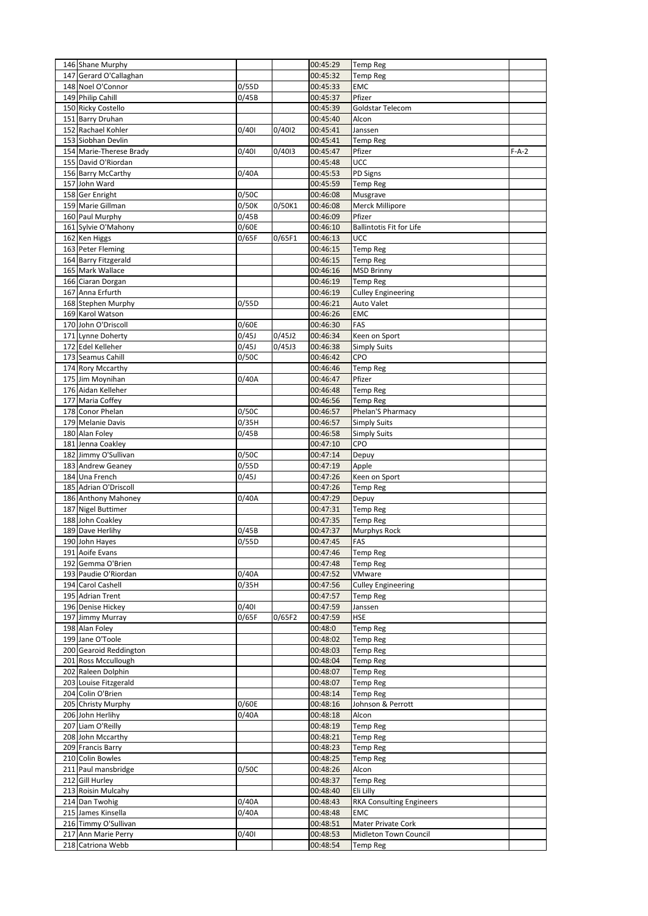| | | | | | | |
|---|---|---|---|---|---|---|
| 146 | Shane Murphy | | | 00:45:29 | Temp Reg | |
| 147 | Gerard O'Callaghan | | | 00:45:32 | Temp Reg | |
| 148 | Noel O'Connor | 0/55D | | 00:45:33 | EMC | |
| 149 | Philip Cahill | 0/45B | | 00:45:37 | Pfizer | |
| 150 | Ricky Costello | | | 00:45:39 | Goldstar Telecom | |
| 151 | Barry Druhan | | | 00:45:40 | Alcon | |
| 152 | Rachael Kohler | 0/40I | 0/40I2 | 00:45:41 | Janssen | |
| 153 | Siobhan Devlin | | | 00:45:41 | Temp Reg | |
| 154 | Marie-Therese Brady | 0/40I | 0/40I3 | 00:45:47 | Pfizer | F-A-2 |
| 155 | David O'Riordan | | | 00:45:48 | UCC | |
| 156 | Barry McCarthy | 0/40A | | 00:45:53 | PD Signs | |
| 157 | John Ward | | | 00:45:59 | Temp Reg | |
| 158 | Ger Enright | 0/50C | | 00:46:08 | Musgrave | |
| 159 | Marie Gillman | 0/50K | 0/50K1 | 00:46:08 | Merck Millipore | |
| 160 | Paul Murphy | 0/45B | | 00:46:09 | Pfizer | |
| 161 | Sylvie O'Mahony | 0/60E | | 00:46:10 | Ballintotis Fit for Life | |
| 162 | Ken Higgs | 0/65F | 0/65F1 | 00:46:13 | UCC | |
| 163 | Peter Fleming | | | 00:46:15 | Temp Reg | |
| 164 | Barry Fitzgerald | | | 00:46:15 | Temp Reg | |
| 165 | Mark Wallace | | | 00:46:16 | MSD Brinny | |
| 166 | Ciaran Dorgan | | | 00:46:19 | Temp Reg | |
| 167 | Anna Erfurth | | | 00:46:19 | Culley Engineering | |
| 168 | Stephen Murphy | 0/55D | | 00:46:21 | Auto Valet | |
| 169 | Karol Watson | | | 00:46:26 | EMC | |
| 170 | John O'Driscoll | 0/60E | | 00:46:30 | FAS | |
| 171 | Lynne Doherty | 0/45J | 0/45J2 | 00:46:34 | Keen on Sport | |
| 172 | Edel Kelleher | 0/45J | 0/45J3 | 00:46:38 | Simply Suits | |
| 173 | Seamus Cahill | 0/50C | | 00:46:42 | CPO | |
| 174 | Rory Mccarthy | | | 00:46:46 | Temp Reg | |
| 175 | Jim Moynihan | 0/40A | | 00:46:47 | Pfizer | |
| 176 | Aidan Kelleher | | | 00:46:48 | Temp Reg | |
| 177 | Maria Coffey | | | 00:46:56 | Temp Reg | |
| 178 | Conor Phelan | 0/50C | | 00:46:57 | Phelan'S Pharmacy | |
| 179 | Melanie Davis | 0/35H | | 00:46:57 | Simply Suits | |
| 180 | Alan Foley | 0/45B | | 00:46:58 | Simply Suits | |
| 181 | Jenna Coakley | | | 00:47:10 | CPO | |
| 182 | Jimmy O'Sullivan | 0/50C | | 00:47:14 | Depuy | |
| 183 | Andrew Geaney | 0/55D | | 00:47:19 | Apple | |
| 184 | Una French | 0/45J | | 00:47:26 | Keen on Sport | |
| 185 | Adrian O'Driscoll | | | 00:47:26 | Temp Reg | |
| 186 | Anthony Mahoney | 0/40A | | 00:47:29 | Depuy | |
| 187 | Nigel Buttimer | | | 00:47:31 | Temp Reg | |
| 188 | John Coakley | | | 00:47:35 | Temp Reg | |
| 189 | Dave Herlihy | 0/45B | | 00:47:37 | Murphys Rock | |
| 190 | John Hayes | 0/55D | | 00:47:45 | FAS | |
| 191 | Aoife Evans | | | 00:47:46 | Temp Reg | |
| 192 | Gemma O'Brien | | | 00:47:48 | Temp Reg | |
| 193 | Paudie O'Riordan | 0/40A | | 00:47:52 | VMware | |
| 194 | Carol Cashell | 0/35H | | 00:47:56 | Culley Engineering | |
| 195 | Adrian Trent | | | 00:47:57 | Temp Reg | |
| 196 | Denise Hickey | 0/40I | | 00:47:59 | Janssen | |
| 197 | Jimmy Murray | 0/65F | 0/65F2 | 00:47:59 | HSE | |
| 198 | Alan Foley | | | 00:48:0 | Temp Reg | |
| 199 | Jane O'Toole | | | 00:48:02 | Temp Reg | |
| 200 | Gearoid Reddington | | | 00:48:03 | Temp Reg | |
| 201 | Ross Mccullough | | | 00:48:04 | Temp Reg | |
| 202 | Raleen Dolphin | | | 00:48:07 | Temp Reg | |
| 203 | Louise Fitzgerald | | | 00:48:07 | Temp Reg | |
| 204 | Colin O'Brien | | | 00:48:14 | Temp Reg | |
| 205 | Christy Murphy | 0/60E | | 00:48:16 | Johnson & Perrott | |
| 206 | John Herlihy | 0/40A | | 00:48:18 | Alcon | |
| 207 | Liam O'Reilly | | | 00:48:19 | Temp Reg | |
| 208 | John Mccarthy | | | 00:48:21 | Temp Reg | |
| 209 | Francis Barry | | | 00:48:23 | Temp Reg | |
| 210 | Colin Bowles | | | 00:48:25 | Temp Reg | |
| 211 | Paul mansbridge | 0/50C | | 00:48:26 | Alcon | |
| 212 | Gill Hurley | | | 00:48:37 | Temp Reg | |
| 213 | Roisin Mulcahy | | | 00:48:40 | Eli Lilly | |
| 214 | Dan Twohig | 0/40A | | 00:48:43 | RKA Consulting Engineers | |
| 215 | James Kinsella | 0/40A | | 00:48:48 | EMC | |
| 216 | Timmy O'Sullivan | | | 00:48:51 | Mater Private Cork | |
| 217 | Ann Marie Perry | 0/40I | | 00:48:53 | Midleton Town Council | |
| 218 | Catriona Webb | | | 00:48:54 | Temp Reg | |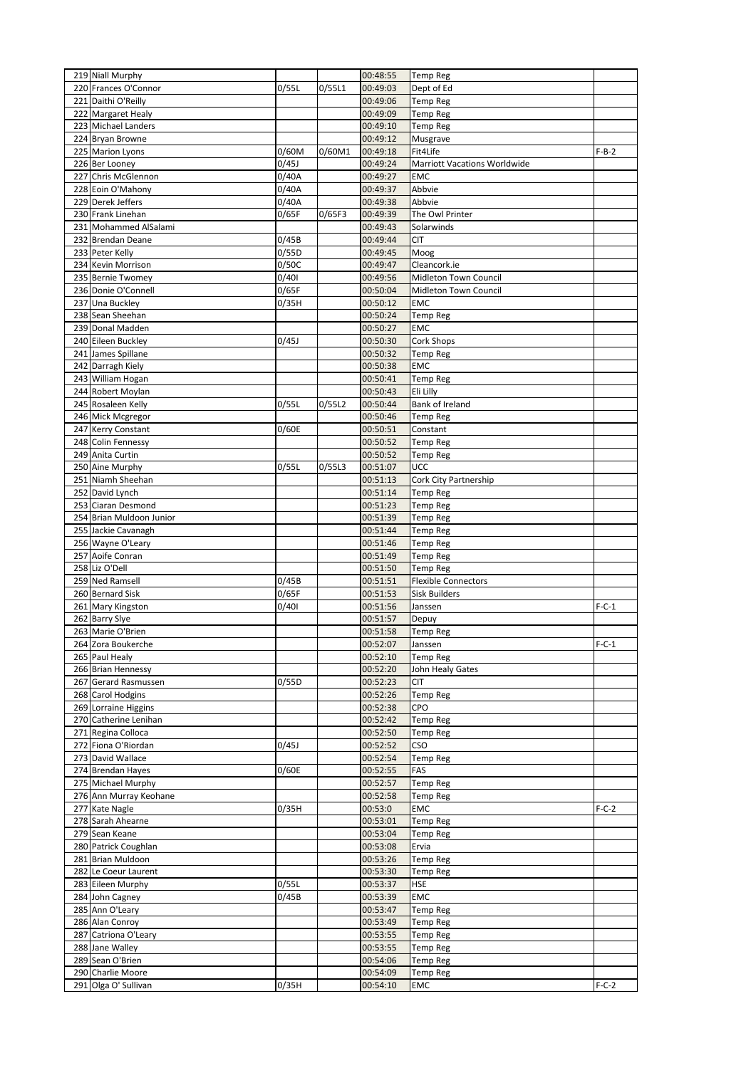| | | | | | | |
|---|---|---|---|---|---|---|
| 219 | Niall Murphy | | | 00:48:55 | Temp Reg | |
| 220 | Frances O'Connor | 0/55L | 0/55L1 | 00:49:03 | Dept of Ed | |
| 221 | Daithi O'Reilly | | | 00:49:06 | Temp Reg | |
| 222 | Margaret Healy | | | 00:49:09 | Temp Reg | |
| 223 | Michael Landers | | | 00:49:10 | Temp Reg | |
| 224 | Bryan Browne | | | 00:49:12 | Musgrave | |
| 225 | Marion Lyons | 0/60M | 0/60M1 | 00:49:18 | Fit4Life | F-B-2 |
| 226 | Ber Looney | 0/45J | | 00:49:24 | Marriott Vacations Worldwide | |
| 227 | Chris McGlennon | 0/40A | | 00:49:27 | EMC | |
| 228 | Eoin O'Mahony | 0/40A | | 00:49:37 | Abbvie | |
| 229 | Derek Jeffers | 0/40A | | 00:49:38 | Abbvie | |
| 230 | Frank Linehan | 0/65F | 0/65F3 | 00:49:39 | The Owl Printer | |
| 231 | Mohammed AlSalami | | | 00:49:43 | Solarwinds | |
| 232 | Brendan Deane | 0/45B | | 00:49:44 | CIT | |
| 233 | Peter Kelly | 0/55D | | 00:49:45 | Moog | |
| 234 | Kevin Morrison | 0/50C | | 00:49:47 | Cleancork.ie | |
| 235 | Bernie Twomey | 0/40I | | 00:49:56 | Midleton Town Council | |
| 236 | Donie O'Connell | 0/65F | | 00:50:04 | Midleton Town Council | |
| 237 | Una Buckley | 0/35H | | 00:50:12 | EMC | |
| 238 | Sean Sheehan | | | 00:50:24 | Temp Reg | |
| 239 | Donal Madden | | | 00:50:27 | EMC | |
| 240 | Eileen Buckley | 0/45J | | 00:50:30 | Cork Shops | |
| 241 | James Spillane | | | 00:50:32 | Temp Reg | |
| 242 | Darragh Kiely | | | 00:50:38 | EMC | |
| 243 | William Hogan | | | 00:50:41 | Temp Reg | |
| 244 | Robert Moylan | | | 00:50:43 | Eli Lilly | |
| 245 | Rosaleen Kelly | 0/55L | 0/55L2 | 00:50:44 | Bank of Ireland | |
| 246 | Mick Mcgregor | | | 00:50:46 | Temp Reg | |
| 247 | Kerry Constant | 0/60E | | 00:50:51 | Constant | |
| 248 | Colin Fennessy | | | 00:50:52 | Temp Reg | |
| 249 | Anita Curtin | | | 00:50:52 | Temp Reg | |
| 250 | Aine Murphy | 0/55L | 0/55L3 | 00:51:07 | UCC | |
| 251 | Niamh Sheehan | | | 00:51:13 | Cork City Partnership | |
| 252 | David Lynch | | | 00:51:14 | Temp Reg | |
| 253 | Ciaran Desmond | | | 00:51:23 | Temp Reg | |
| 254 | Brian Muldoon Junior | | | 00:51:39 | Temp Reg | |
| 255 | Jackie Cavanagh | | | 00:51:44 | Temp Reg | |
| 256 | Wayne O'Leary | | | 00:51:46 | Temp Reg | |
| 257 | Aoife Conran | | | 00:51:49 | Temp Reg | |
| 258 | Liz O'Dell | | | 00:51:50 | Temp Reg | |
| 259 | Ned Ramsell | 0/45B | | 00:51:51 | Flexible Connectors | |
| 260 | Bernard Sisk | 0/65F | | 00:51:53 | Sisk Builders | |
| 261 | Mary Kingston | 0/40I | | 00:51:56 | Janssen | F-C-1 |
| 262 | Barry Slye | | | 00:51:57 | Depuy | |
| 263 | Marie O'Brien | | | 00:51:58 | Temp Reg | |
| 264 | Zora Boukerche | | | 00:52:07 | Janssen | F-C-1 |
| 265 | Paul Healy | | | 00:52:10 | Temp Reg | |
| 266 | Brian Hennessy | | | 00:52:20 | John Healy Gates | |
| 267 | Gerard Rasmussen | 0/55D | | 00:52:23 | CIT | |
| 268 | Carol Hodgins | | | 00:52:26 | Temp Reg | |
| 269 | Lorraine Higgins | | | 00:52:38 | CPO | |
| 270 | Catherine Lenihan | | | 00:52:42 | Temp Reg | |
| 271 | Regina Colloca | | | 00:52:50 | Temp Reg | |
| 272 | Fiona O'Riordan | 0/45J | | 00:52:52 | CSO | |
| 273 | David Wallace | | | 00:52:54 | Temp Reg | |
| 274 | Brendan Hayes | 0/60E | | 00:52:55 | FAS | |
| 275 | Michael Murphy | | | 00:52:57 | Temp Reg | |
| 276 | Ann Murray Keohane | | | 00:52:58 | Temp Reg | |
| 277 | Kate Nagle | 0/35H | | 00:53:0 | EMC | F-C-2 |
| 278 | Sarah Ahearne | | | 00:53:01 | Temp Reg | |
| 279 | Sean Keane | | | 00:53:04 | Temp Reg | |
| 280 | Patrick Coughlan | | | 00:53:08 | Ervia | |
| 281 | Brian Muldoon | | | 00:53:26 | Temp Reg | |
| 282 | Le Coeur Laurent | | | 00:53:30 | Temp Reg | |
| 283 | Eileen Murphy | 0/55L | | 00:53:37 | HSE | |
| 284 | John Cagney | 0/45B | | 00:53:39 | EMC | |
| 285 | Ann O'Leary | | | 00:53:47 | Temp Reg | |
| 286 | Alan Conroy | | | 00:53:49 | Temp Reg | |
| 287 | Catriona O'Leary | | | 00:53:55 | Temp Reg | |
| 288 | Jane Walley | | | 00:53:55 | Temp Reg | |
| 289 | Sean O'Brien | | | 00:54:06 | Temp Reg | |
| 290 | Charlie Moore | | | 00:54:09 | Temp Reg | |
| 291 | Olga O' Sullivan | 0/35H | | 00:54:10 | EMC | F-C-2 |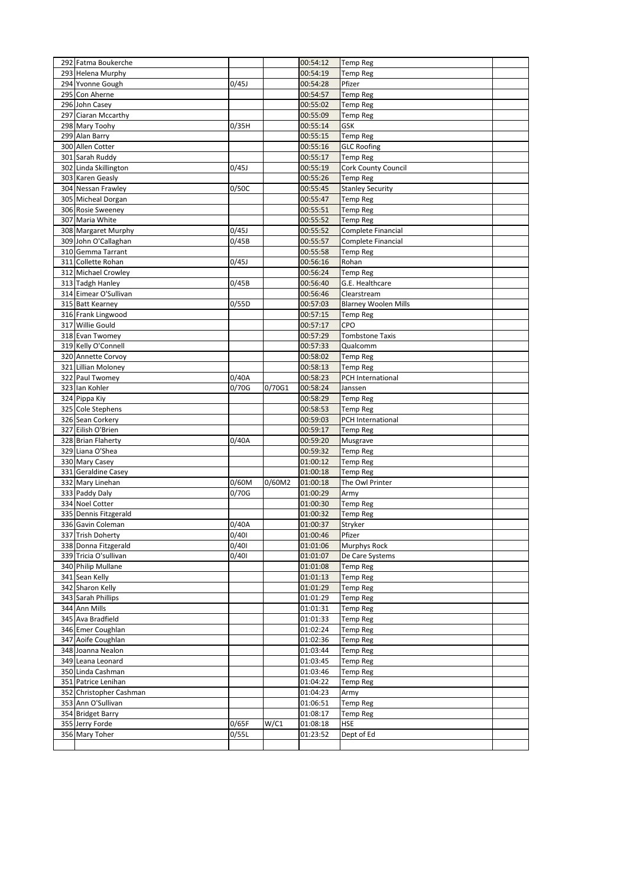| | | | | | | |
|---|---|---|---|---|---|---|
| 292 | Fatma Boukerche | | | 00:54:12 | Temp Reg | |
| 293 | Helena Murphy | | | 00:54:19 | Temp Reg | |
| 294 | Yvonne Gough | 0/45J | | 00:54:28 | Pfizer | |
| 295 | Con Aherne | | | 00:54:57 | Temp Reg | |
| 296 | John Casey | | | 00:55:02 | Temp Reg | |
| 297 | Ciaran Mccarthy | | | 00:55:09 | Temp Reg | |
| 298 | Mary Toohy | 0/35H | | 00:55:14 | GSK | |
| 299 | Alan Barry | | | 00:55:15 | Temp Reg | |
| 300 | Allen Cotter | | | 00:55:16 | GLC Roofing | |
| 301 | Sarah Ruddy | | | 00:55:17 | Temp Reg | |
| 302 | Linda Skillington | 0/45J | | 00:55:19 | Cork County Council | |
| 303 | Karen Geasly | | | 00:55:26 | Temp Reg | |
| 304 | Nessan Frawley | 0/50C | | 00:55:45 | Stanley Security | |
| 305 | Micheal Dorgan | | | 00:55:47 | Temp Reg | |
| 306 | Rosie Sweeney | | | 00:55:51 | Temp Reg | |
| 307 | Maria White | | | 00:55:52 | Temp Reg | |
| 308 | Margaret Murphy | 0/45J | | 00:55:52 | Complete Financial | |
| 309 | John O'Callaghan | 0/45B | | 00:55:57 | Complete Financial | |
| 310 | Gemma Tarrant | | | 00:55:58 | Temp Reg | |
| 311 | Collette Rohan | 0/45J | | 00:56:16 | Rohan | |
| 312 | Michael Crowley | | | 00:56:24 | Temp Reg | |
| 313 | Tadgh Hanley | 0/45B | | 00:56:40 | G.E. Healthcare | |
| 314 | Eimear O'Sullivan | | | 00:56:46 | Clearstream | |
| 315 | Batt Kearney | 0/55D | | 00:57:03 | Blarney Woolen Mills | |
| 316 | Frank Lingwood | | | 00:57:15 | Temp Reg | |
| 317 | Willie Gould | | | 00:57:17 | CPO | |
| 318 | Evan Twomey | | | 00:57:29 | Tombstone Taxis | |
| 319 | Kelly O'Connell | | | 00:57:33 | Qualcomm | |
| 320 | Annette Corvoy | | | 00:58:02 | Temp Reg | |
| 321 | Lillian Moloney | | | 00:58:13 | Temp Reg | |
| 322 | Paul Twomey | 0/40A | | 00:58:23 | PCH International | |
| 323 | Ian Kohler | 0/70G | 0/70G1 | 00:58:24 | Janssen | |
| 324 | Pippa Kiy | | | 00:58:29 | Temp Reg | |
| 325 | Cole Stephens | | | 00:58:53 | Temp Reg | |
| 326 | Sean Corkery | | | 00:59:03 | PCH International | |
| 327 | Eilish O'Brien | | | 00:59:17 | Temp Reg | |
| 328 | Brian Flaherty | 0/40A | | 00:59:20 | Musgrave | |
| 329 | Liana O'Shea | | | 00:59:32 | Temp Reg | |
| 330 | Mary Casey | | | 01:00:12 | Temp Reg | |
| 331 | Geraldine Casey | | | 01:00:18 | Temp Reg | |
| 332 | Mary Linehan | 0/60M | 0/60M2 | 01:00:18 | The Owl Printer | |
| 333 | Paddy Daly | 0/70G | | 01:00:29 | Army | |
| 334 | Noel Cotter | | | 01:00:30 | Temp Reg | |
| 335 | Dennis Fitzgerald | | | 01:00:32 | Temp Reg | |
| 336 | Gavin Coleman | 0/40A | | 01:00:37 | Stryker | |
| 337 | Trish Doherty | 0/40I | | 01:00:46 | Pfizer | |
| 338 | Donna Fitzgerald | 0/40I | | 01:01:06 | Murphys Rock | |
| 339 | Tricia O'sullivan | 0/40I | | 01:01:07 | De Care Systems | |
| 340 | Philip Mullane | | | 01:01:08 | Temp Reg | |
| 341 | Sean Kelly | | | 01:01:13 | Temp Reg | |
| 342 | Sharon Kelly | | | 01:01:29 | Temp Reg | |
| 343 | Sarah Phillips | | | 01:01:29 | Temp Reg | |
| 344 | Ann Mills | | | 01:01:31 | Temp Reg | |
| 345 | Ava Bradfield | | | 01:01:33 | Temp Reg | |
| 346 | Emer Coughlan | | | 01:02:24 | Temp Reg | |
| 347 | Aoife Coughlan | | | 01:02:36 | Temp Reg | |
| 348 | Joanna Nealon | | | 01:03:44 | Temp Reg | |
| 349 | Leana Leonard | | | 01:03:45 | Temp Reg | |
| 350 | Linda Cashman | | | 01:03:46 | Temp Reg | |
| 351 | Patrice Lenihan | | | 01:04:22 | Temp Reg | |
| 352 | Christopher Cashman | | | 01:04:23 | Army | |
| 353 | Ann O'Sullivan | | | 01:06:51 | Temp Reg | |
| 354 | Bridget Barry | | | 01:08:17 | Temp Reg | |
| 355 | Jerry Forde | 0/65F | W/C1 | 01:08:18 | HSE | |
| 356 | Mary Toher | 0/55L | | 01:23:52 | Dept of Ed | |